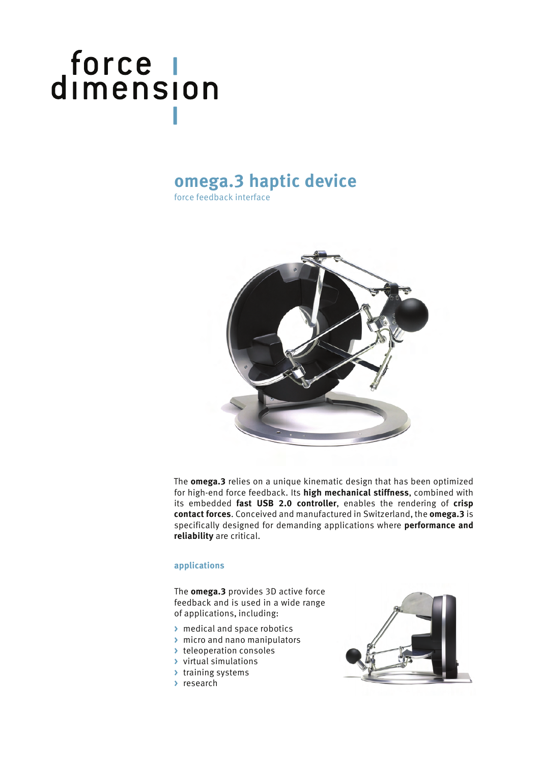force dimension

# omega.3 haptic device

force feedback interface

The **omega.3** relies on a unique kinematic design that has been optimized for high-end force feedback. Its **high mechanical stiffness**, combined with its embedded **fast USB 2.0 controller**, enables the rendering of **crisp contact forces**. Conceived and manufactured in Switzerland, the **omega.3** is specifically designed for demanding applications where **performance and reliability** are critical.

## applications

The **omega.3** provides 3D active force feedback and is used in a wide range of applications, including:

- medical and space robotics
- micro and nano manipulators
- teleoperation consoles
- virtual simulations
- training systems
- research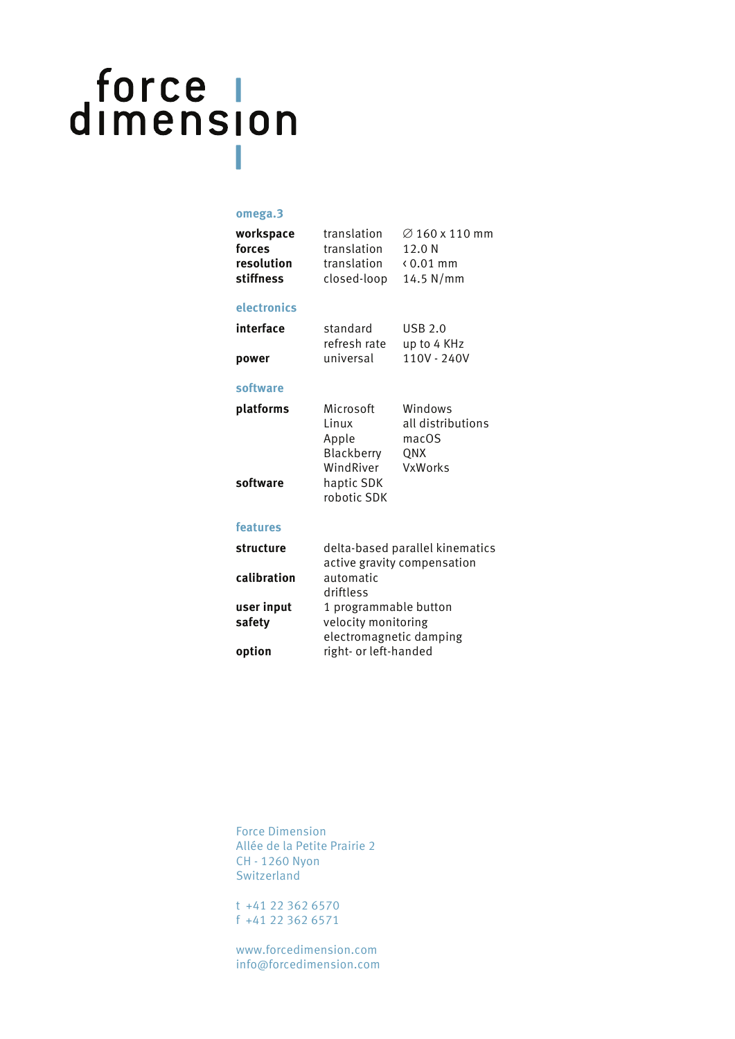force dimension

## omega.3

| | | |
|---|---|---|
| **workspace** | translation | ∅ 160 x 110 mm |
| **forces** | translation | 12.0 N |
| **resolution** | translation | ‹ 0.01 mm |
| **stiffness** | closed-loop | 14.5 N/mm |

## electronics

| | | |
|---|---|---|
| **interface** | standard | USB 2.0 |
| | refresh rate | up to 4 KHz |
| **power** | universal | 110V - 240V |

## software

| | | |
|---|---|---|
| **platforms** | Microsoft | Windows |
| | Linux | all distributions |
| | Apple | macOS |
| | Blackberry | QNX |
| | WindRiver | VxWorks |
| **software** | haptic SDK | |
| | robotic SDK | |

## features

| | |
|---|---|
| **structure** | delta-based parallel kinematics |
| | active gravity compensation |
| **calibration** | automatic |
| | driftless |
| **user input** | 1 programmable button |
| **safety** | velocity monitoring |
| | electromagnetic damping |
| **option** | right- or left-handed |

Force Dimension
Allée de la Petite Prairie 2
CH - 1260 Nyon
Switzerland

t +41 22 362 6570
f +41 22 362 6571

www.forcedimension.com
info@forcedimension.com